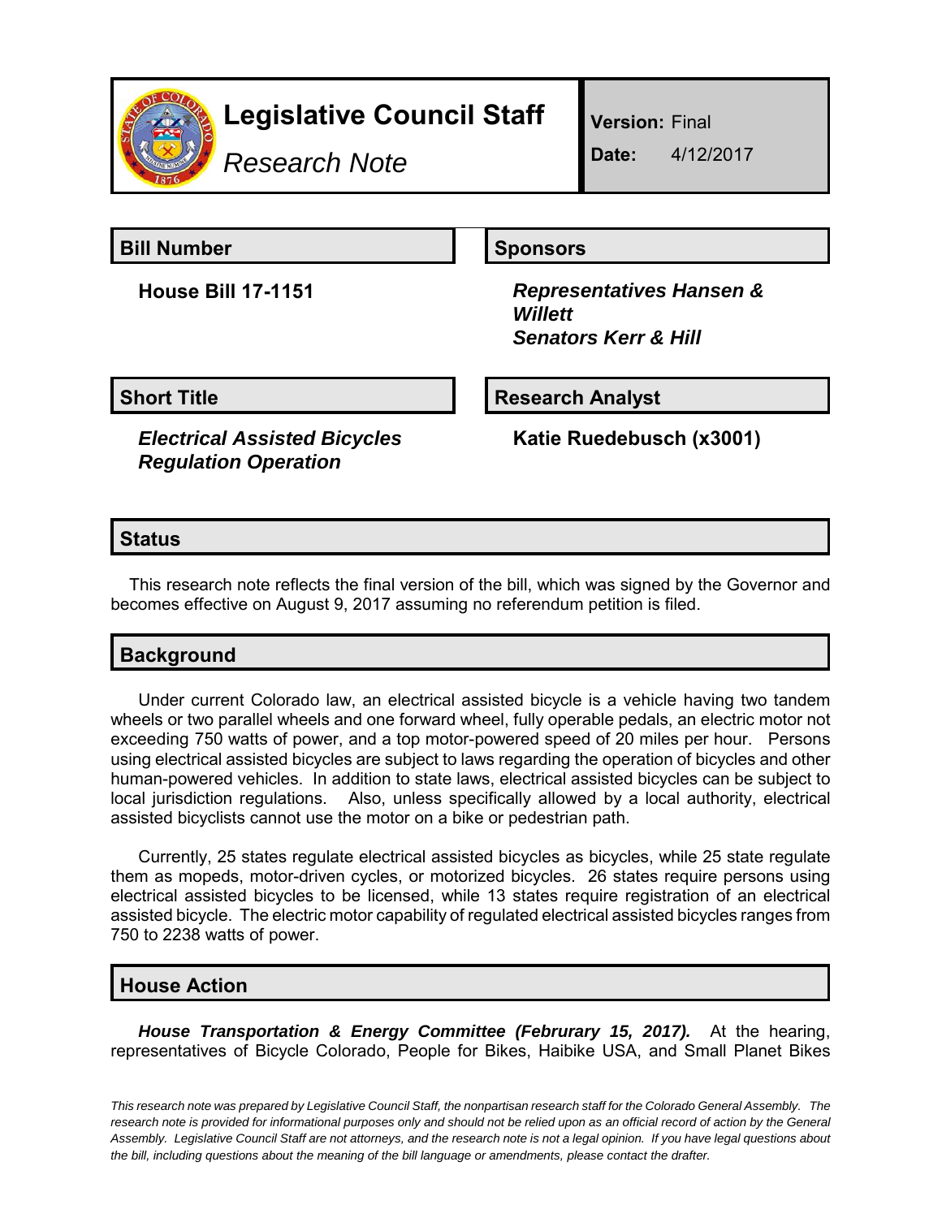# Legislative Council Staff

*Research Note*

**Version:** Final

**Date:** 4/12/2017

## Bill Number

**House Bill 17-1151**

## Sponsors

***Representatives Hansen & Willett***
***Senators Kerr & Hill***

## Short Title

***Electrical Assisted Bicycles Regulation Operation***

## Research Analyst

**Katie Ruedebusch (x3001)**

## Status

This research note reflects the final version of the bill, which was signed by the Governor and becomes effective on August 9, 2017 assuming no referendum petition is filed.

## Background

Under current Colorado law, an electrical assisted bicycle is a vehicle having two tandem wheels or two parallel wheels and one forward wheel, fully operable pedals, an electric motor not exceeding 750 watts of power, and a top motor-powered speed of 20 miles per hour. Persons using electrical assisted bicycles are subject to laws regarding the operation of bicycles and other human-powered vehicles. In addition to state laws, electrical assisted bicycles can be subject to local jurisdiction regulations. Also, unless specifically allowed by a local authority, electrical assisted bicyclists cannot use the motor on a bike or pedestrian path.

Currently, 25 states regulate electrical assisted bicycles as bicycles, while 25 state regulate them as mopeds, motor-driven cycles, or motorized bicycles. 26 states require persons using electrical assisted bicycles to be licensed, while 13 states require registration of an electrical assisted bicycle. The electric motor capability of regulated electrical assisted bicycles ranges from 750 to 2238 watts of power.

## House Action

***House Transportation & Energy Committee (Februrary 15, 2017).*** At the hearing, representatives of Bicycle Colorado, People for Bikes, Haibike USA, and Small Planet Bikes

*This research note was prepared by Legislative Council Staff, the nonpartisan research staff for the Colorado General Assembly. The research note is provided for informational purposes only and should not be relied upon as an official record of action by the General Assembly. Legislative Council Staff are not attorneys, and the research note is not a legal opinion. If you have legal questions about the bill, including questions about the meaning of the bill language or amendments, please contact the drafter.*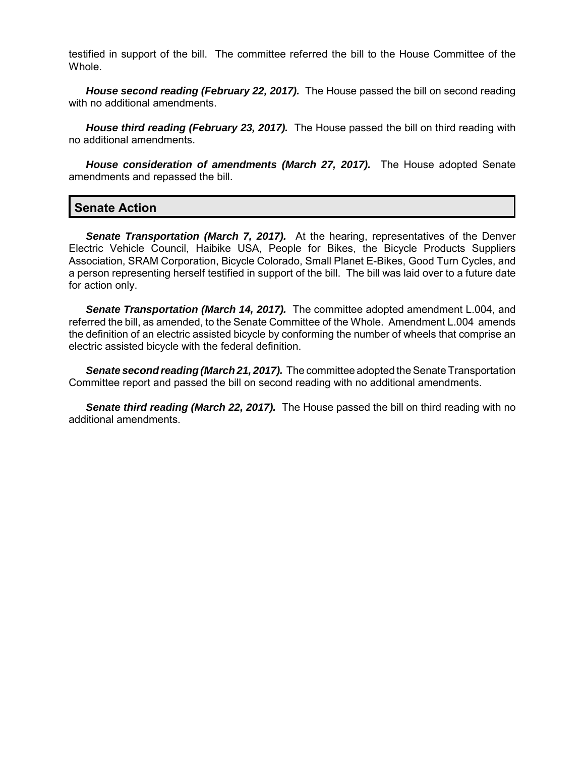testified in support of the bill. The committee referred the bill to the House Committee of the Whole.

***House second reading (February 22, 2017).*** The House passed the bill on second reading with no additional amendments.

***House third reading (February 23, 2017).*** The House passed the bill on third reading with no additional amendments.

***House consideration of amendments (March 27, 2017).*** The House adopted Senate amendments and repassed the bill.

## Senate Action

***Senate Transportation (March 7, 2017).*** At the hearing, representatives of the Denver Electric Vehicle Council, Haibike USA, People for Bikes, the Bicycle Products Suppliers Association, SRAM Corporation, Bicycle Colorado, Small Planet E-Bikes, Good Turn Cycles, and a person representing herself testified in support of the bill. The bill was laid over to a future date for action only.

***Senate Transportation (March 14, 2017).*** The committee adopted amendment L.004, and referred the bill, as amended, to the Senate Committee of the Whole. Amendment L.004 amends the definition of an electric assisted bicycle by conforming the number of wheels that comprise an electric assisted bicycle with the federal definition.

***Senate second reading (March 21, 2017).*** The committee adopted the Senate Transportation Committee report and passed the bill on second reading with no additional amendments.

***Senate third reading (March 22, 2017).*** The House passed the bill on third reading with no additional amendments.